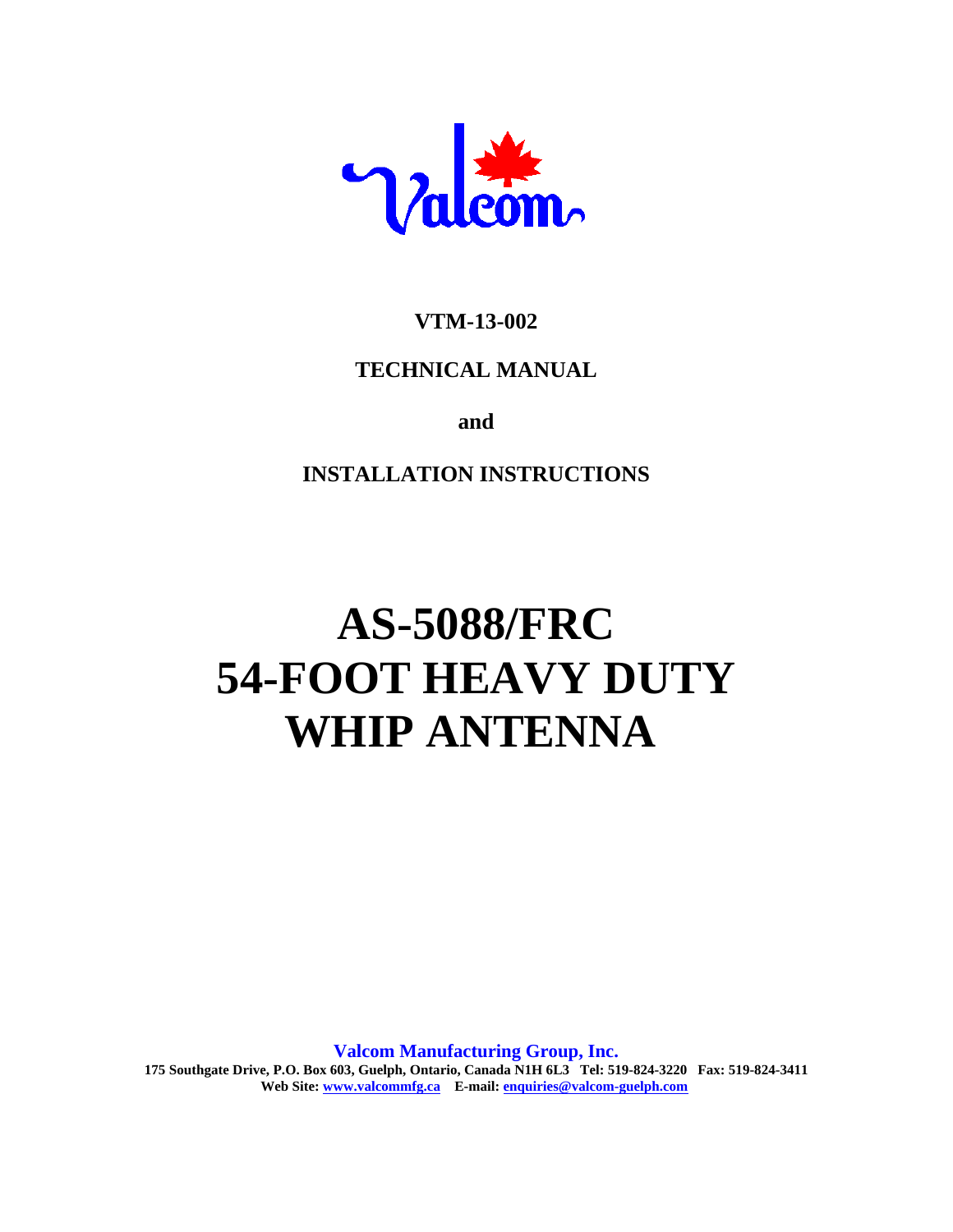Valcom

**VTM-13-002**

**TECHNICAL MANUAL**

**and**

**INSTALLATION INSTRUCTIONS**

# AS-5088/FRC
# 54-FOOT HEAVY DUTY WHIP ANTENNA

**Valcom Manufacturing Group, Inc.**
**175 Southgate Drive, P.O. Box 603, Guelph, Ontario, Canada N1H 6L3 Tel: 519-824-3220 Fax: 519-824-3411**
**Web Site: www.valcommfg.ca E-mail: enquiries@valcom-guelph.com**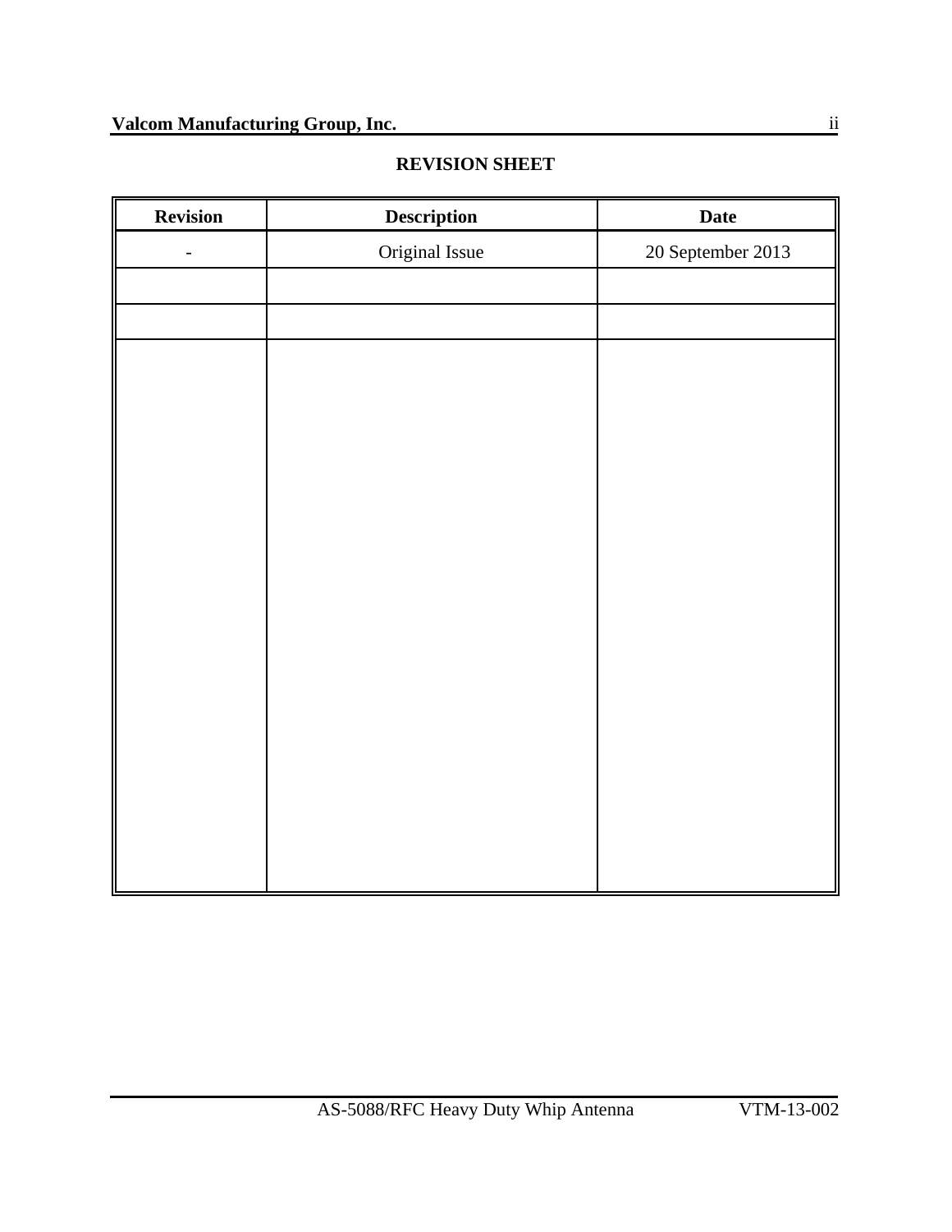## REVISION SHEET

| Revision | Description | Date |
|---|---|---|
| - | Original Issue | 20 September 2013 |
| | | |
| | | |
| | | |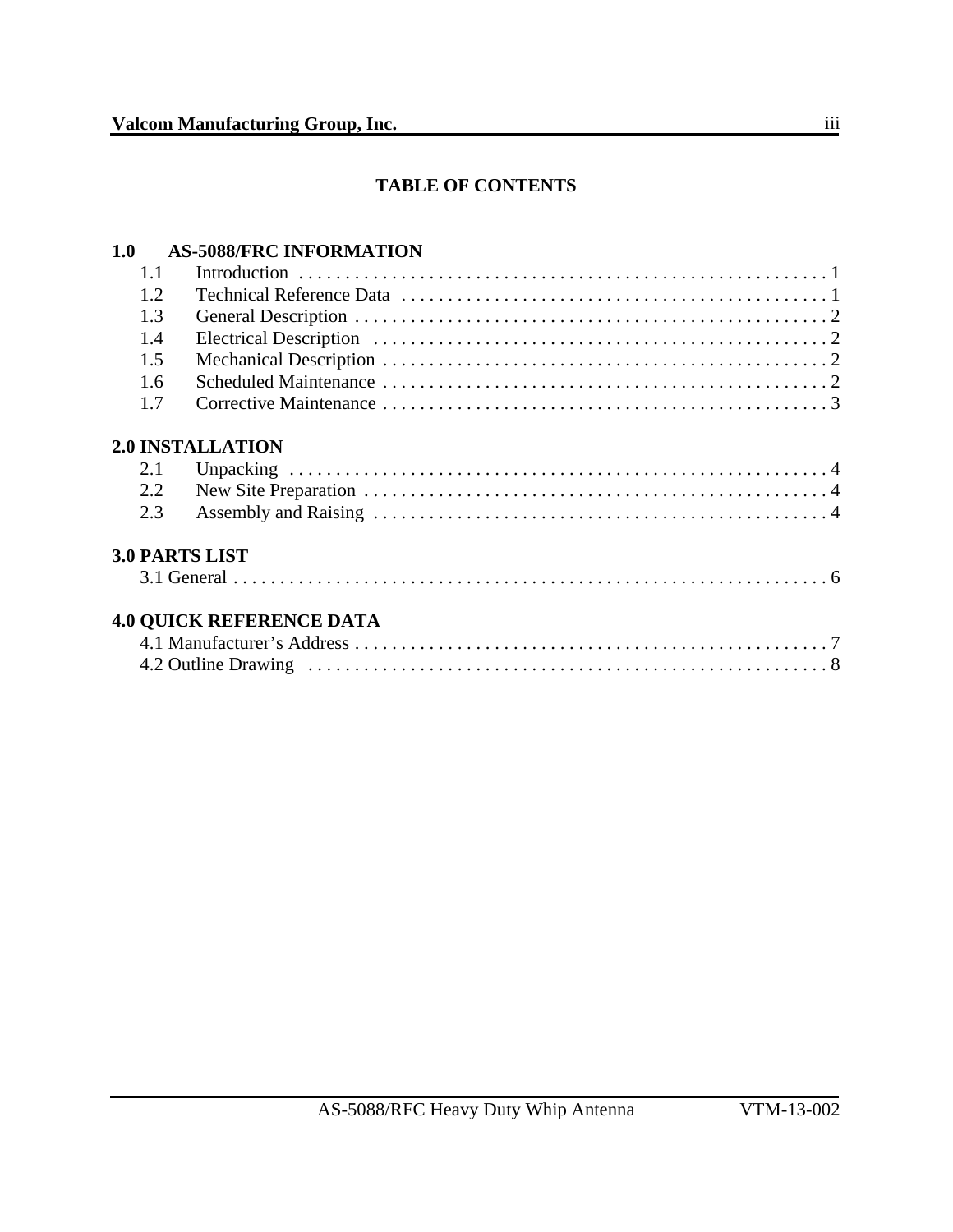# TABLE OF CONTENTS

## 1.0 AS-5088/FRC INFORMATION

1.1 Introduction . . . . . . . . . . . . . . . . . . . . . . . . . . . . . . . . . . . . . . . . . . . . . . . . . . . . . . 1
1.2 Technical Reference Data . . . . . . . . . . . . . . . . . . . . . . . . . . . . . . . . . . . . . . . . . . . . . . 1
1.3 General Description . . . . . . . . . . . . . . . . . . . . . . . . . . . . . . . . . . . . . . . . . . . . . . . . . . . 2
1.4 Electrical Description . . . . . . . . . . . . . . . . . . . . . . . . . . . . . . . . . . . . . . . . . . . . . . . . . 2
1.5 Mechanical Description . . . . . . . . . . . . . . . . . . . . . . . . . . . . . . . . . . . . . . . . . . . . . . . . 2
1.6 Scheduled Maintenance . . . . . . . . . . . . . . . . . . . . . . . . . . . . . . . . . . . . . . . . . . . . . . . . 2
1.7 Corrective Maintenance . . . . . . . . . . . . . . . . . . . . . . . . . . . . . . . . . . . . . . . . . . . . . . . . 3

## 2.0 INSTALLATION

2.1 Unpacking . . . . . . . . . . . . . . . . . . . . . . . . . . . . . . . . . . . . . . . . . . . . . . . . . . . . . . . . 4
2.2 New Site Preparation . . . . . . . . . . . . . . . . . . . . . . . . . . . . . . . . . . . . . . . . . . . . . . . . . 4
2.3 Assembly and Raising . . . . . . . . . . . . . . . . . . . . . . . . . . . . . . . . . . . . . . . . . . . . . . . . . 4

## 3.0 PARTS LIST

3.1 General . . . . . . . . . . . . . . . . . . . . . . . . . . . . . . . . . . . . . . . . . . . . . . . . . . . . . . . . . . . . 6

## 4.0 QUICK REFERENCE DATA

4.1 Manufacturer's Address . . . . . . . . . . . . . . . . . . . . . . . . . . . . . . . . . . . . . . . . . . . . . . . . 7
4.2 Outline Drawing . . . . . . . . . . . . . . . . . . . . . . . . . . . . . . . . . . . . . . . . . . . . . . . . . . . . . . 8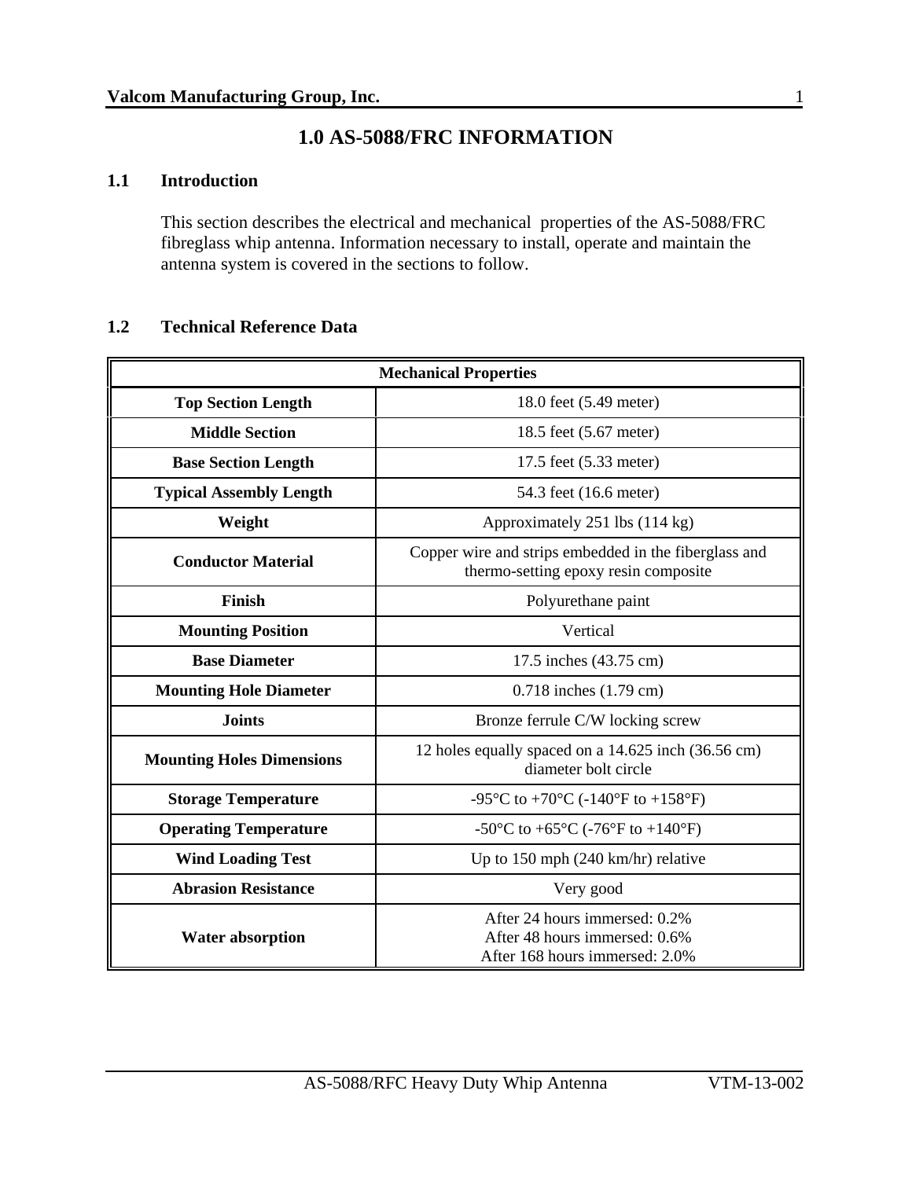# 1.0 AS-5088/FRC INFORMATION

## 1.1 Introduction

This section describes the electrical and mechanical properties of the AS-5088/FRC fibreglass whip antenna. Information necessary to install, operate and maintain the antenna system is covered in the sections to follow.

## 1.2 Technical Reference Data

| Mechanical Properties | |
|---|---|
| **Top Section Length** | 18.0 feet (5.49 meter) |
| **Middle Section** | 18.5 feet (5.67 meter) |
| **Base Section Length** | 17.5 feet (5.33 meter) |
| **Typical Assembly Length** | 54.3 feet (16.6 meter) |
| **Weight** | Approximately 251 lbs (114 kg) |
| **Conductor Material** | Copper wire and strips embedded in the fiberglass and thermo-setting epoxy resin composite |
| **Finish** | Polyurethane paint |
| **Mounting Position** | Vertical |
| **Base Diameter** | 17.5 inches (43.75 cm) |
| **Mounting Hole Diameter** | 0.718 inches (1.79 cm) |
| **Joints** | Bronze ferrule C/W locking screw |
| **Mounting Holes Dimensions** | 12 holes equally spaced on a 14.625 inch (36.56 cm) diameter bolt circle |
| **Storage Temperature** | -95°C to +70°C (-140°F to +158°F) |
| **Operating Temperature** | -50°C to +65°C (-76°F to +140°F) |
| **Wind Loading Test** | Up to 150 mph (240 km/hr) relative |
| **Abrasion Resistance** | Very good |
| **Water absorption** | After 24 hours immersed: 0.2%<br>After 48 hours immersed: 0.6%<br>After 168 hours immersed: 2.0% |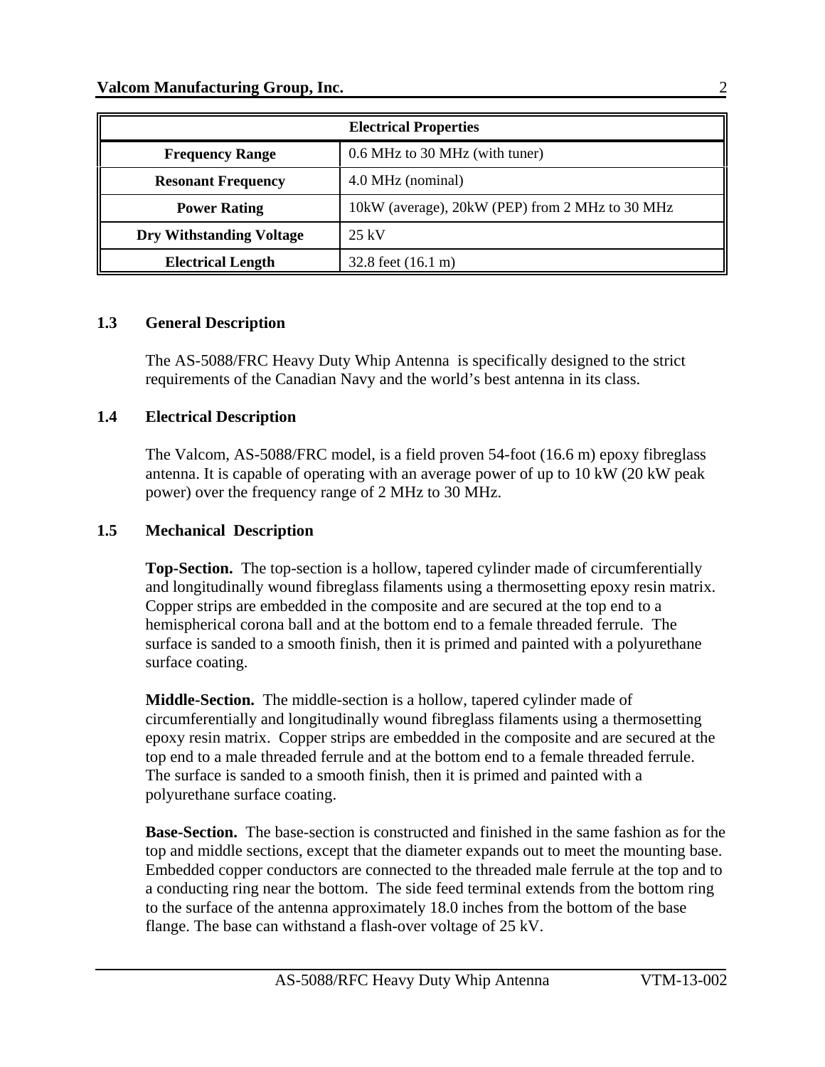| Electrical Properties | |
|---|---|
| **Frequency Range** | 0.6 MHz to 30 MHz (with tuner) |
| **Resonant Frequency** | 4.0 MHz (nominal) |
| **Power Rating** | 10kW (average), 20kW (PEP) from 2 MHz to 30 MHz |
| **Dry Withstanding Voltage** | 25 kV |
| **Electrical Length** | 32.8 feet (16.1 m) |

## 1.3 General Description

The AS-5088/FRC Heavy Duty Whip Antenna is specifically designed to the strict requirements of the Canadian Navy and the world's best antenna in its class.

## 1.4 Electrical Description

The Valcom, AS-5088/FRC model, is a field proven 54-foot (16.6 m) epoxy fibreglass antenna. It is capable of operating with an average power of up to 10 kW (20 kW peak power) over the frequency range of 2 MHz to 30 MHz.

## 1.5 Mechanical Description

**Top-Section.** The top-section is a hollow, tapered cylinder made of circumferentially and longitudinally wound fibreglass filaments using a thermosetting epoxy resin matrix. Copper strips are embedded in the composite and are secured at the top end to a hemispherical corona ball and at the bottom end to a female threaded ferrule. The surface is sanded to a smooth finish, then it is primed and painted with a polyurethane surface coating.

**Middle-Section.** The middle-section is a hollow, tapered cylinder made of circumferentially and longitudinally wound fibreglass filaments using a thermosetting epoxy resin matrix. Copper strips are embedded in the composite and are secured at the top end to a male threaded ferrule and at the bottom end to a female threaded ferrule. The surface is sanded to a smooth finish, then it is primed and painted with a polyurethane surface coating.

**Base-Section.** The base-section is constructed and finished in the same fashion as for the top and middle sections, except that the diameter expands out to meet the mounting base. Embedded copper conductors are connected to the threaded male ferrule at the top and to a conducting ring near the bottom. The side feed terminal extends from the bottom ring to the surface of the antenna approximately 18.0 inches from the bottom of the base flange. The base can withstand a flash-over voltage of 25 kV.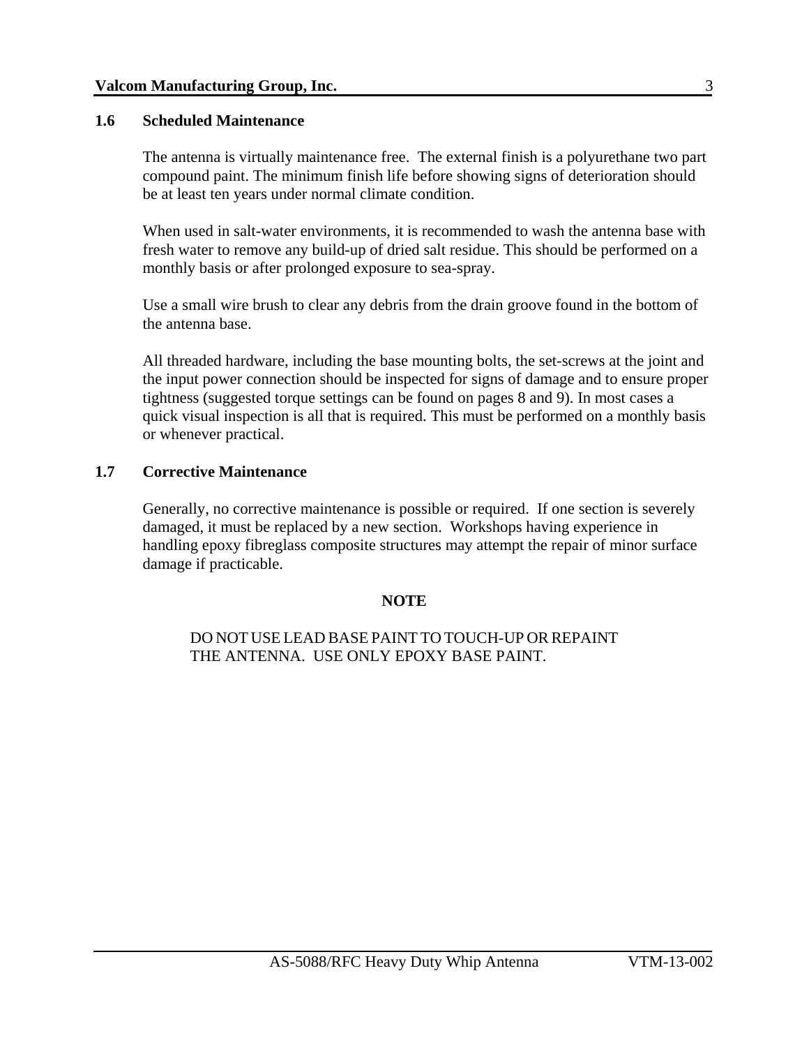## 1.6 Scheduled Maintenance

The antenna is virtually maintenance free. The external finish is a polyurethane two part compound paint. The minimum finish life before showing signs of deterioration should be at least ten years under normal climate condition.

When used in salt-water environments, it is recommended to wash the antenna base with fresh water to remove any build-up of dried salt residue. This should be performed on a monthly basis or after prolonged exposure to sea-spray.

Use a small wire brush to clear any debris from the drain groove found in the bottom of the antenna base.

All threaded hardware, including the base mounting bolts, the set-screws at the joint and the input power connection should be inspected for signs of damage and to ensure proper tightness (suggested torque settings can be found on pages 8 and 9). In most cases a quick visual inspection is all that is required. This must be performed on a monthly basis or whenever practical.

## 1.7 Corrective Maintenance

Generally, no corrective maintenance is possible or required. If one section is severely damaged, it must be replaced by a new section. Workshops having experience in handling epoxy fibreglass composite structures may attempt the repair of minor surface damage if practicable.

**NOTE**

DO NOT USE LEAD BASE PAINT TO TOUCH-UP OR REPAINT THE ANTENNA. USE ONLY EPOXY BASE PAINT.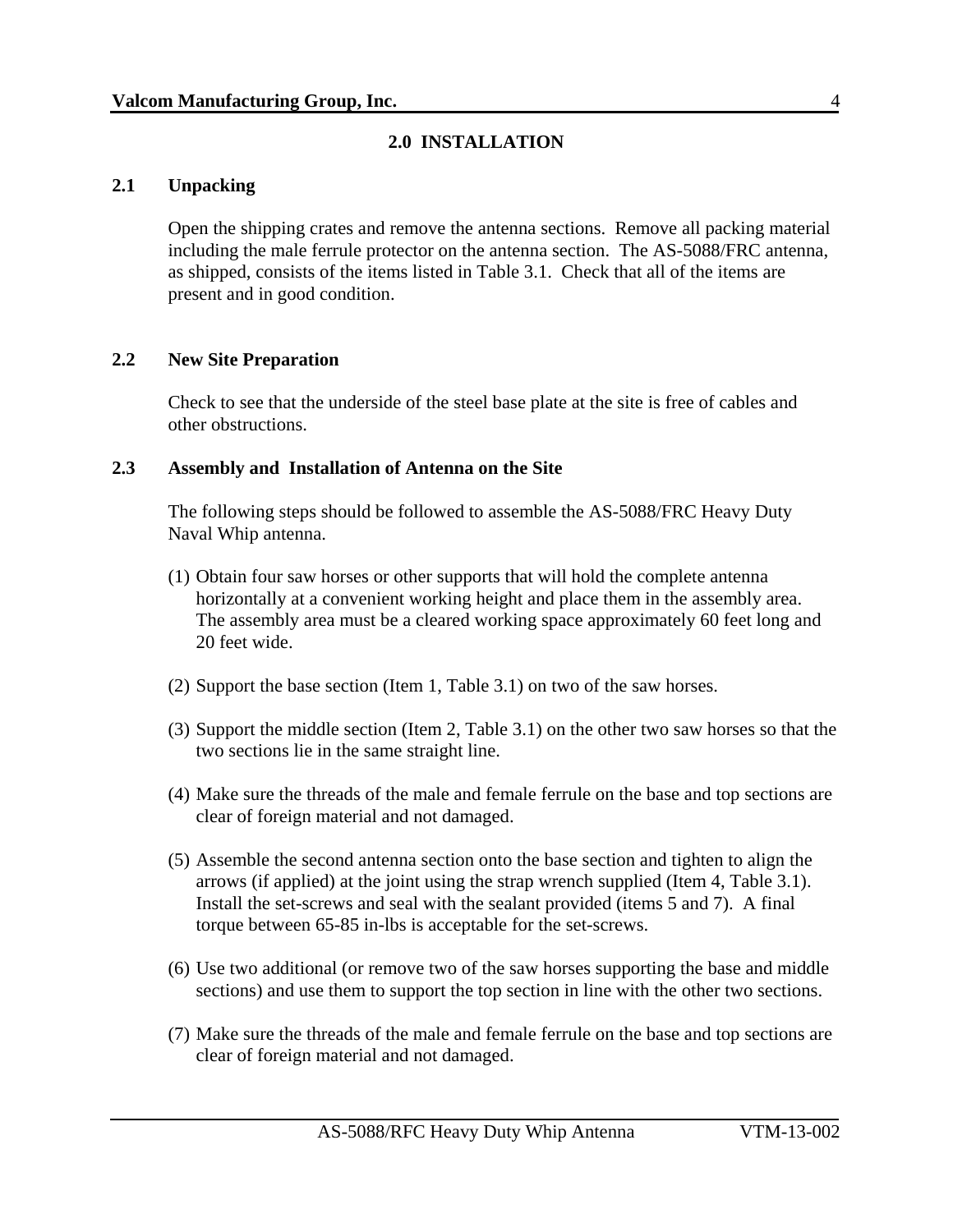# 2.0 INSTALLATION

## 2.1 Unpacking

Open the shipping crates and remove the antenna sections. Remove all packing material including the male ferrule protector on the antenna section. The AS-5088/FRC antenna, as shipped, consists of the items listed in Table 3.1. Check that all of the items are present and in good condition.

## 2.2 New Site Preparation

Check to see that the underside of the steel base plate at the site is free of cables and other obstructions.

## 2.3 Assembly and Installation of Antenna on the Site

The following steps should be followed to assemble the AS-5088/FRC Heavy Duty Naval Whip antenna.

(1) Obtain four saw horses or other supports that will hold the complete antenna horizontally at a convenient working height and place them in the assembly area. The assembly area must be a cleared working space approximately 60 feet long and 20 feet wide.

(2) Support the base section (Item 1, Table 3.1) on two of the saw horses.

(3) Support the middle section (Item 2, Table 3.1) on the other two saw horses so that the two sections lie in the same straight line.

(4) Make sure the threads of the male and female ferrule on the base and top sections are clear of foreign material and not damaged.

(5) Assemble the second antenna section onto the base section and tighten to align the arrows (if applied) at the joint using the strap wrench supplied (Item 4, Table 3.1). Install the set-screws and seal with the sealant provided (items 5 and 7). A final torque between 65-85 in-lbs is acceptable for the set-screws.

(6) Use two additional (or remove two of the saw horses supporting the base and middle sections) and use them to support the top section in line with the other two sections.

(7) Make sure the threads of the male and female ferrule on the base and top sections are clear of foreign material and not damaged.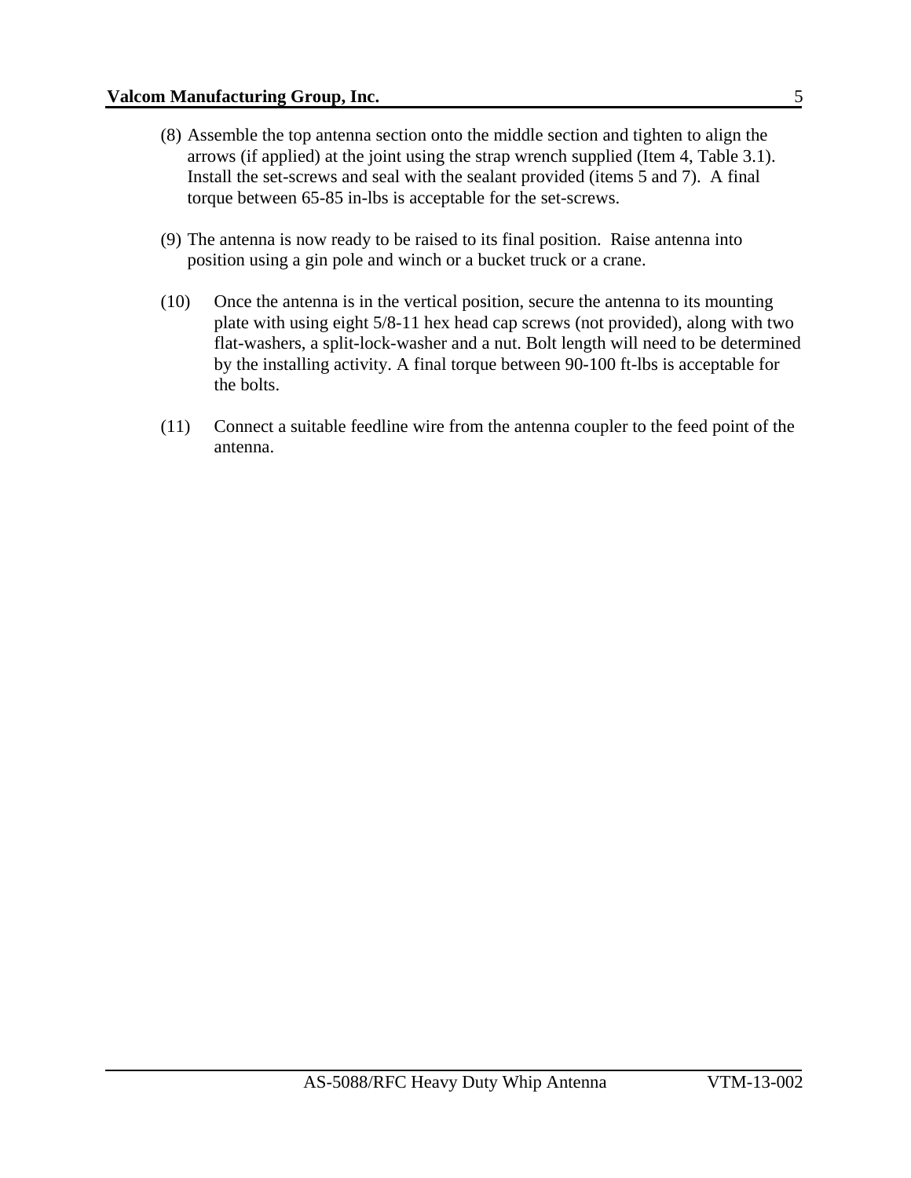(8) Assemble the top antenna section onto the middle section and tighten to align the arrows (if applied) at the joint using the strap wrench supplied (Item 4, Table 3.1). Install the set-screws and seal with the sealant provided (items 5 and 7). A final torque between 65-85 in-lbs is acceptable for the set-screws.

(9) The antenna is now ready to be raised to its final position. Raise antenna into position using a gin pole and winch or a bucket truck or a crane.

(10) Once the antenna is in the vertical position, secure the antenna to its mounting plate with using eight 5/8-11 hex head cap screws (not provided), along with two flat-washers, a split-lock-washer and a nut. Bolt length will need to be determined by the installing activity. A final torque between 90-100 ft-lbs is acceptable for the bolts.

(11) Connect a suitable feedline wire from the antenna coupler to the feed point of the antenna.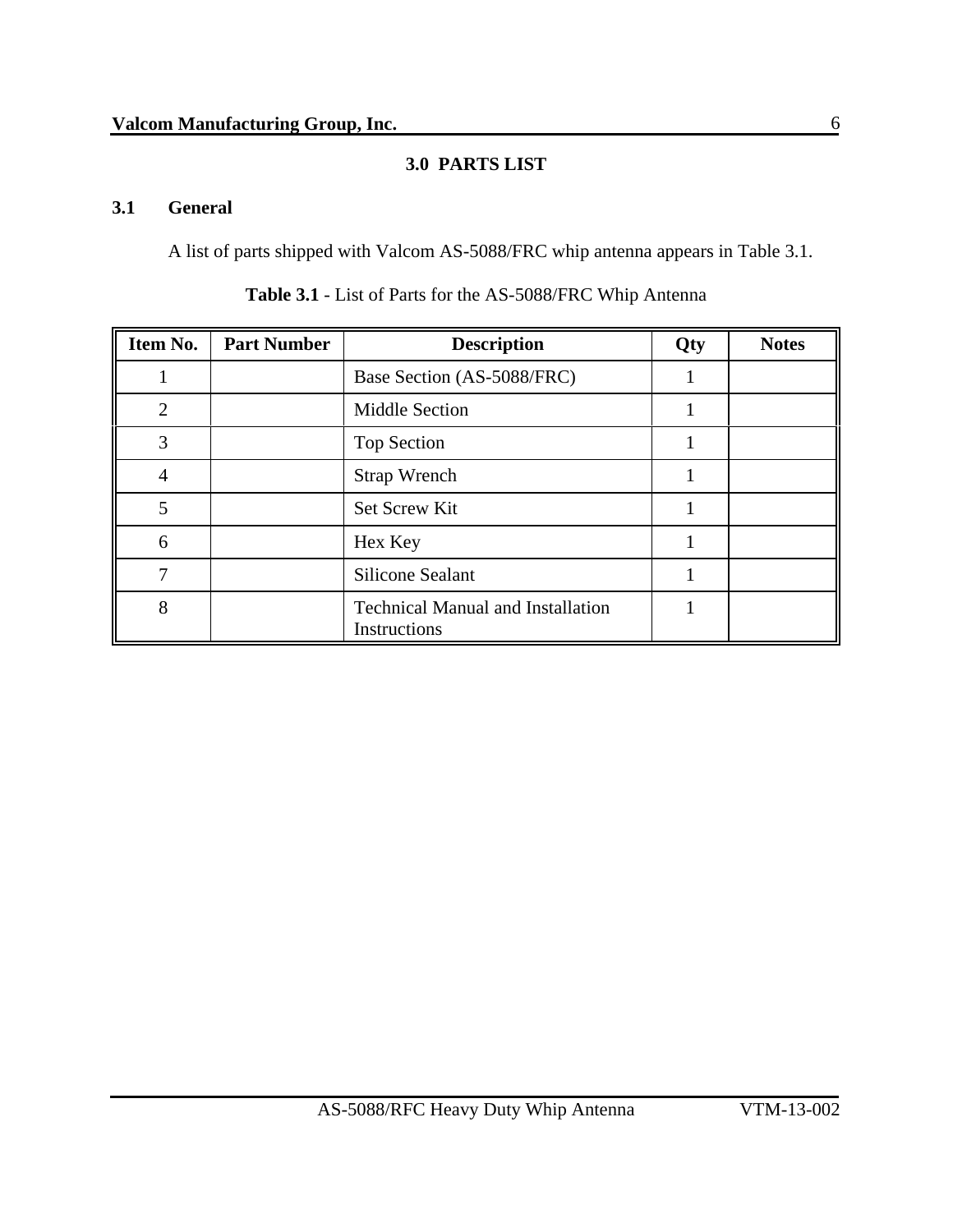# 3.0 PARTS LIST

## 3.1 General

A list of parts shipped with Valcom AS-5088/FRC whip antenna appears in Table 3.1.

**Table 3.1** - List of Parts for the AS-5088/FRC Whip Antenna

| Item No. | Part Number | Description | Qty | Notes |
|---|---|---|---|---|
| 1 | | Base Section (AS-5088/FRC) | 1 | |
| 2 | | Middle Section | 1 | |
| 3 | | Top Section | 1 | |
| 4 | | Strap Wrench | 1 | |
| 5 | | Set Screw Kit | 1 | |
| 6 | | Hex Key | 1 | |
| 7 | | Silicone Sealant | 1 | |
| 8 | | Technical Manual and Installation Instructions | 1 | |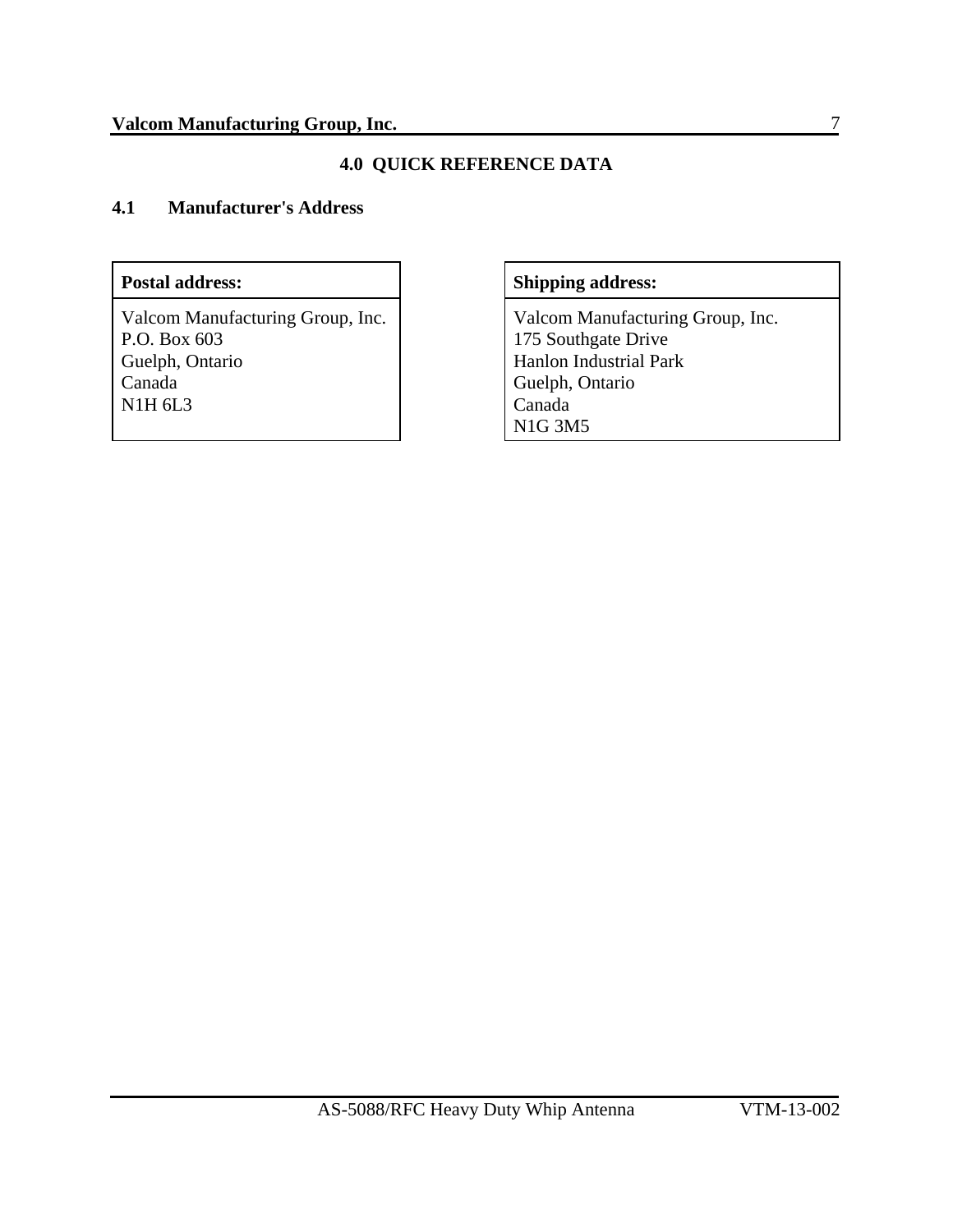# 4.0 QUICK REFERENCE DATA

## 4.1 Manufacturer's Address

| Postal address: | Shipping address: |
|---|---|
| Valcom Manufacturing Group, Inc.<br>P.O. Box 603<br>Guelph, Ontario<br>Canada<br>N1H 6L3 | Valcom Manufacturing Group, Inc.<br>175 Southgate Drive<br>Hanlon Industrial Park<br>Guelph, Ontario<br>Canada<br>N1G 3M5 |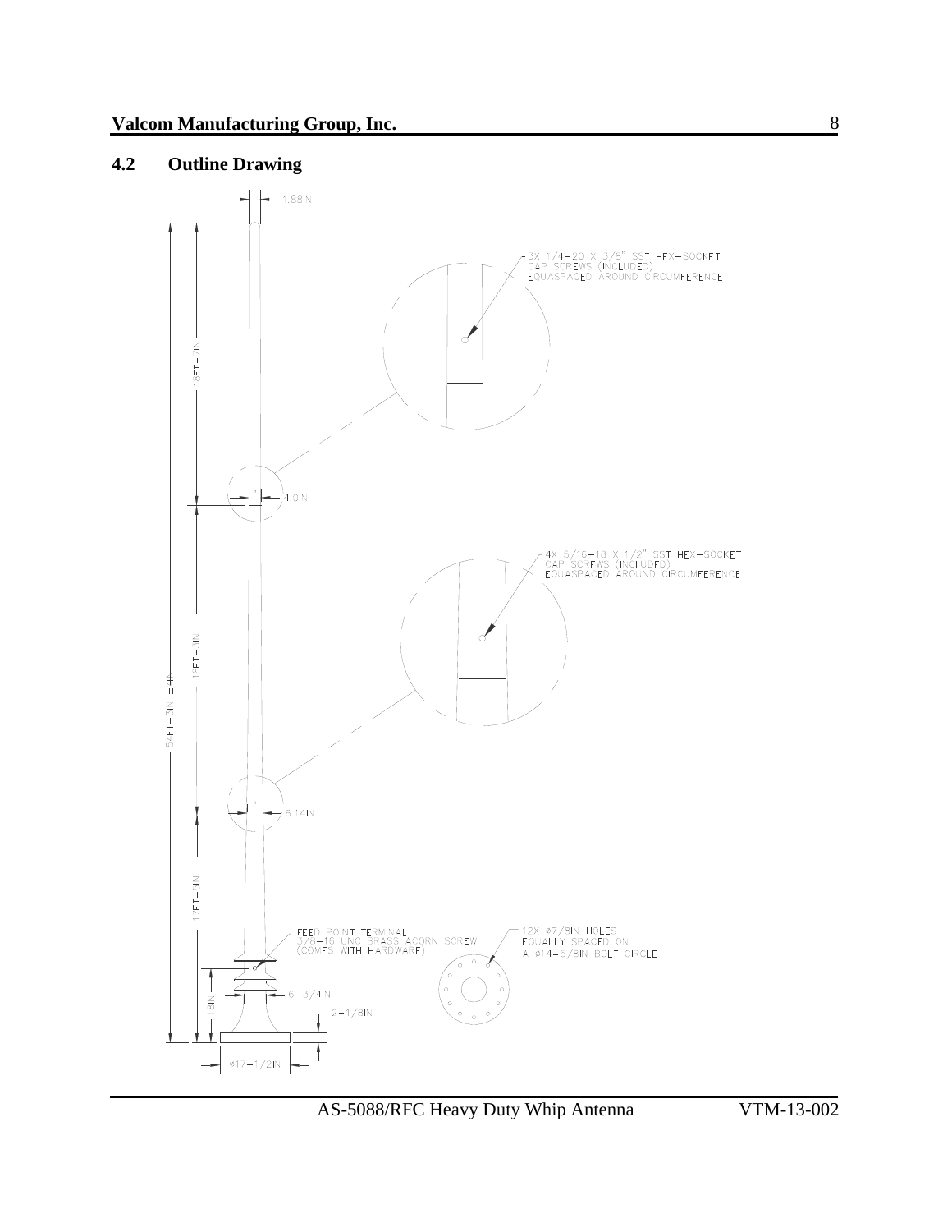## 4.2 Outline Drawing

1.88IN

3X 1/4–20 X 3/8" SST HEX–SOCKET CAP SCREWS (INCLUDED) EQUASPACED AROUND CIRCUMFERENCE

18FT–7IN

4.0IN

4X 5/16–18 X 1/2" SST HEX–SOCKET CAP SCREWS (INCLUDED) EQUASPACED AROUND CIRCUMFERENCE

54FT–3IN ±4IN

18FT–3IN

6.14IN

17FT–5IN

FEED POINT TERMINAL 3/8–16 UNC BRASS ACORN SCREW (COMES WITH HARDWARE)

12X ø7/8IN HOLES EQUALLY SPACED ON A ø14–5/8IN BOLT CIRCLE

6–3/4IN

18IN

2–1/8IN

ø17–1/2IN